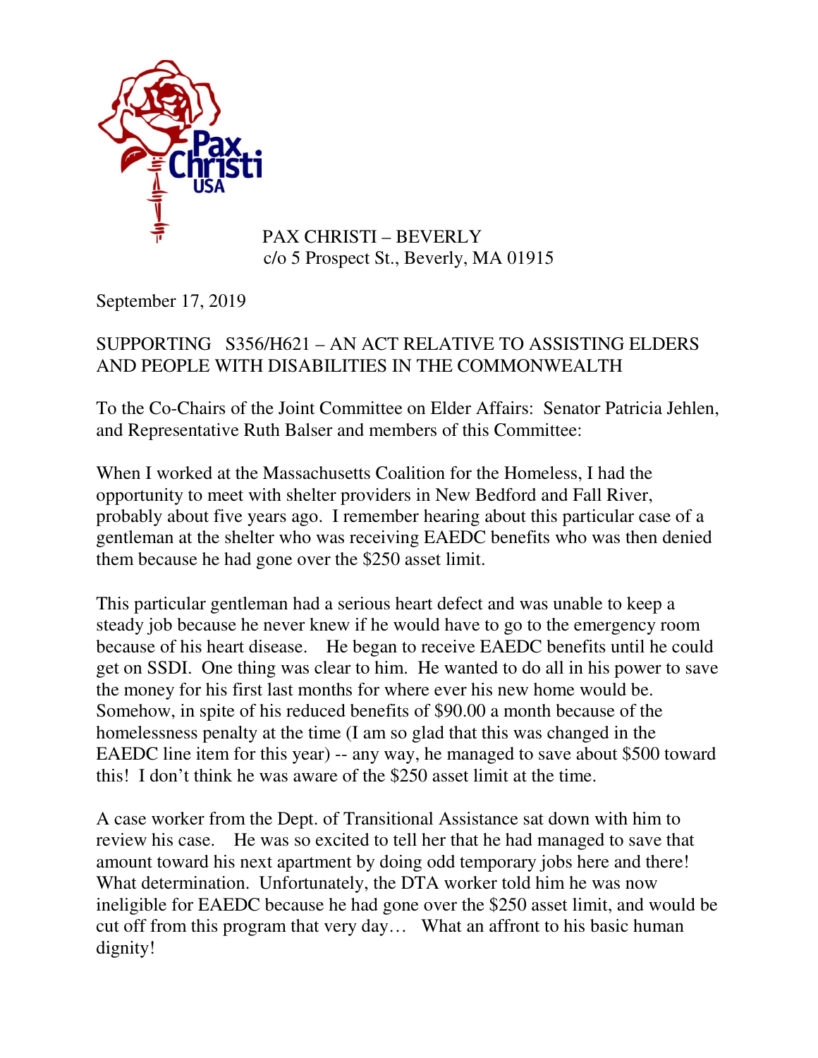PAX CHRISTI – BEVERLY
c/o 5 Prospect St., Beverly, MA 01915

September 17, 2019

SUPPORTING S356/H621 – AN ACT RELATIVE TO ASSISTING ELDERS AND PEOPLE WITH DISABILITIES IN THE COMMONWEALTH

To the Co-Chairs of the Joint Committee on Elder Affairs: Senator Patricia Jehlen, and Representative Ruth Balser and members of this Committee:

When I worked at the Massachusetts Coalition for the Homeless, I had the opportunity to meet with shelter providers in New Bedford and Fall River, probably about five years ago. I remember hearing about this particular case of a gentleman at the shelter who was receiving EAEDC benefits who was then denied them because he had gone over the $250 asset limit.

This particular gentleman had a serious heart defect and was unable to keep a steady job because he never knew if he would have to go to the emergency room because of his heart disease. He began to receive EAEDC benefits until he could get on SSDI. One thing was clear to him. He wanted to do all in his power to save the money for his first last months for where ever his new home would be. Somehow, in spite of his reduced benefits of $90.00 a month because of the homelessness penalty at the time (I am so glad that this was changed in the EAEDC line item for this year) -- any way, he managed to save about $500 toward this! I don't think he was aware of the $250 asset limit at the time.

A case worker from the Dept. of Transitional Assistance sat down with him to review his case. He was so excited to tell her that he had managed to save that amount toward his next apartment by doing odd temporary jobs here and there! What determination. Unfortunately, the DTA worker told him he was now ineligible for EAEDC because he had gone over the $250 asset limit, and would be cut off from this program that very day… What an affront to his basic human dignity!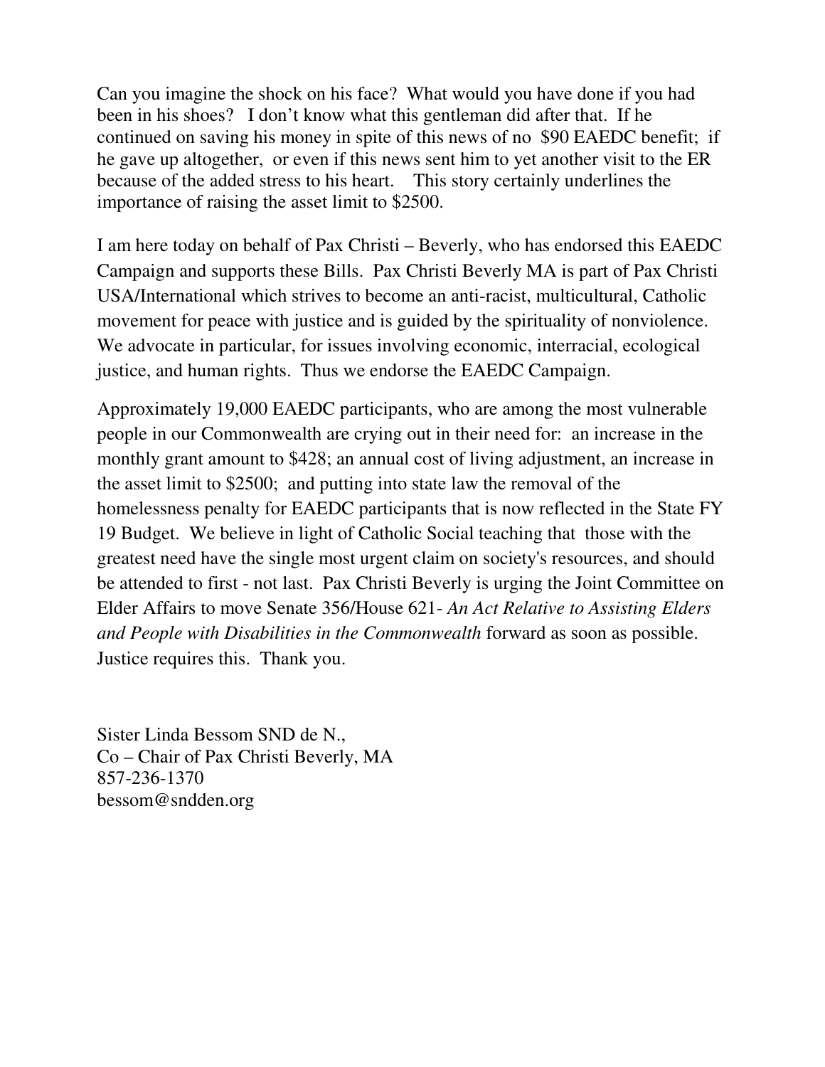Can you imagine the shock on his face? What would you have done if you had been in his shoes? I don't know what this gentleman did after that. If he continued on saving his money in spite of this news of no $90 EAEDC benefit; if he gave up altogether, or even if this news sent him to yet another visit to the ER because of the added stress to his heart. This story certainly underlines the importance of raising the asset limit to $2500.

I am here today on behalf of Pax Christi – Beverly, who has endorsed this EAEDC Campaign and supports these Bills. Pax Christi Beverly MA is part of Pax Christi USA/International which strives to become an anti-racist, multicultural, Catholic movement for peace with justice and is guided by the spirituality of nonviolence. We advocate in particular, for issues involving economic, interracial, ecological justice, and human rights. Thus we endorse the EAEDC Campaign.

Approximately 19,000 EAEDC participants, who are among the most vulnerable people in our Commonwealth are crying out in their need for: an increase in the monthly grant amount to $428; an annual cost of living adjustment, an increase in the asset limit to $2500; and putting into state law the removal of the homelessness penalty for EAEDC participants that is now reflected in the State FY 19 Budget. We believe in light of Catholic Social teaching that those with the greatest need have the single most urgent claim on society's resources, and should be attended to first - not last. Pax Christi Beverly is urging the Joint Committee on Elder Affairs to move Senate 356/House 621- *An Act Relative to Assisting Elders and People with Disabilities in the Commonwealth* forward as soon as possible. Justice requires this. Thank you.

Sister Linda Bessom SND de N.,  
Co – Chair of Pax Christi Beverly, MA  
857-236-1370  
bessom@sndden.org